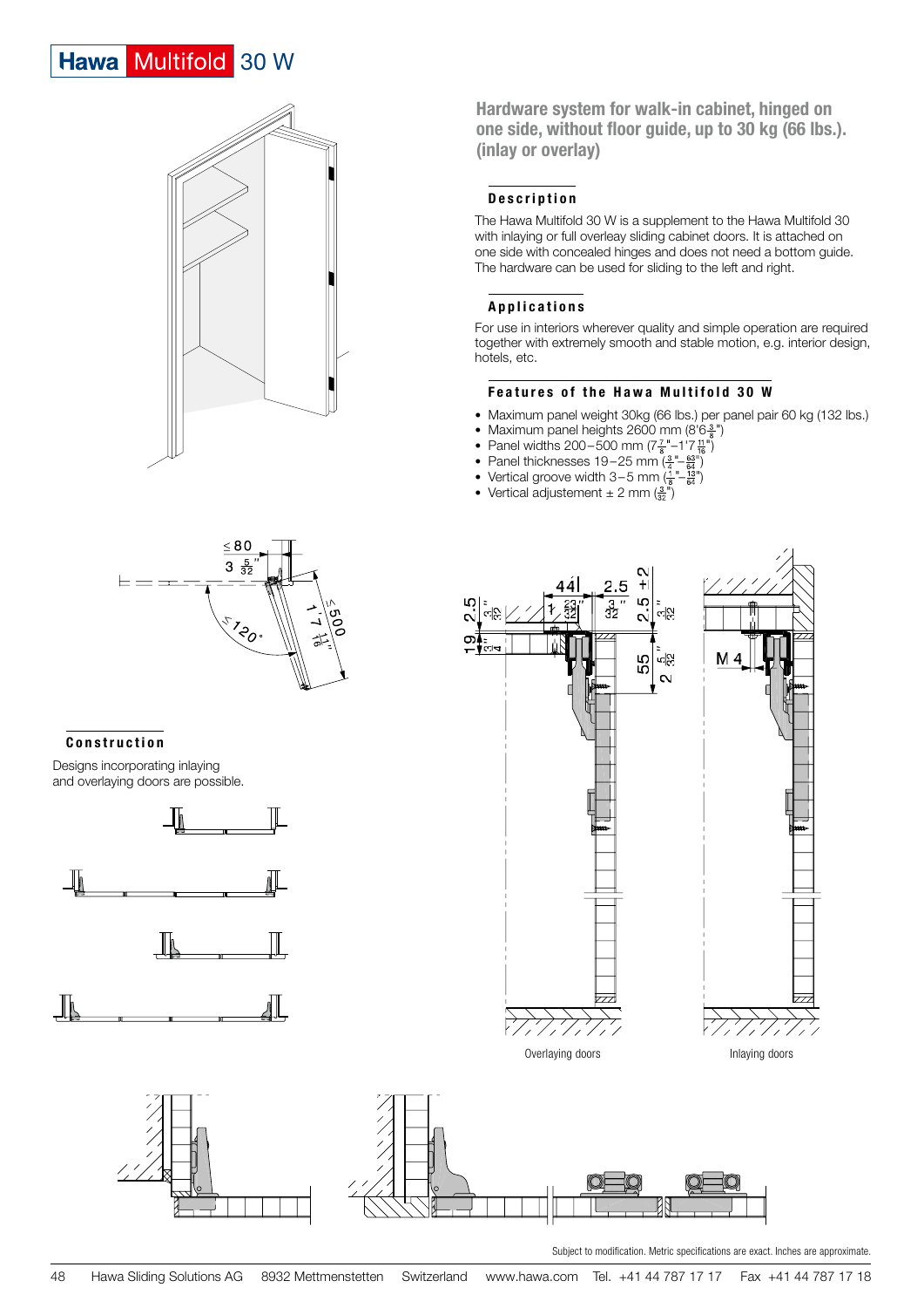# Hawa Multifold 30 W

## Hardware system for walk-in cabinet, hinged on one side, without floor guide, up to 30 kg (66 lbs.). (inlay or overlay)

### Description

The Hawa Multifold 30 W is a supplement to the Hawa Multifold 30 with inlaying or full overleay sliding cabinet doors. It is attached on one side with concealed hinges and does not need a bottom guide. The hardware can be used for sliding to the left and right.

### Applications

For use in interiors wherever quality and simple operation are required together with extremely smooth and stable motion, e.g. interior design, hotels, etc.

### Features of the Hawa Multifold 30 W

- Maximum panel weight 30kg (66 lbs.) per panel pair 60 kg (132 lbs.)
- Maximum panel heights 2600 mm (8'6$\frac{3}{8}$")
- Panel widths 200–500 mm (7$\frac{7}{8}$"–1'7$\frac{11}{16}$")
- Panel thicknesses 19–25 mm ($\frac{3}{4}$"–$\frac{63}{64}$")
- Vertical groove width 3–5 mm ($\frac{1}{8}$"–$\frac{13}{64}$")
- Vertical adjustement ± 2 mm ($\frac{3}{32}$")

### Construction

Designs incorporating inlaying and overlaying doors are possible.

Overlaying doors

Inlaying doors

Subject to modification. Metric specifications are exact. Inches are approximate.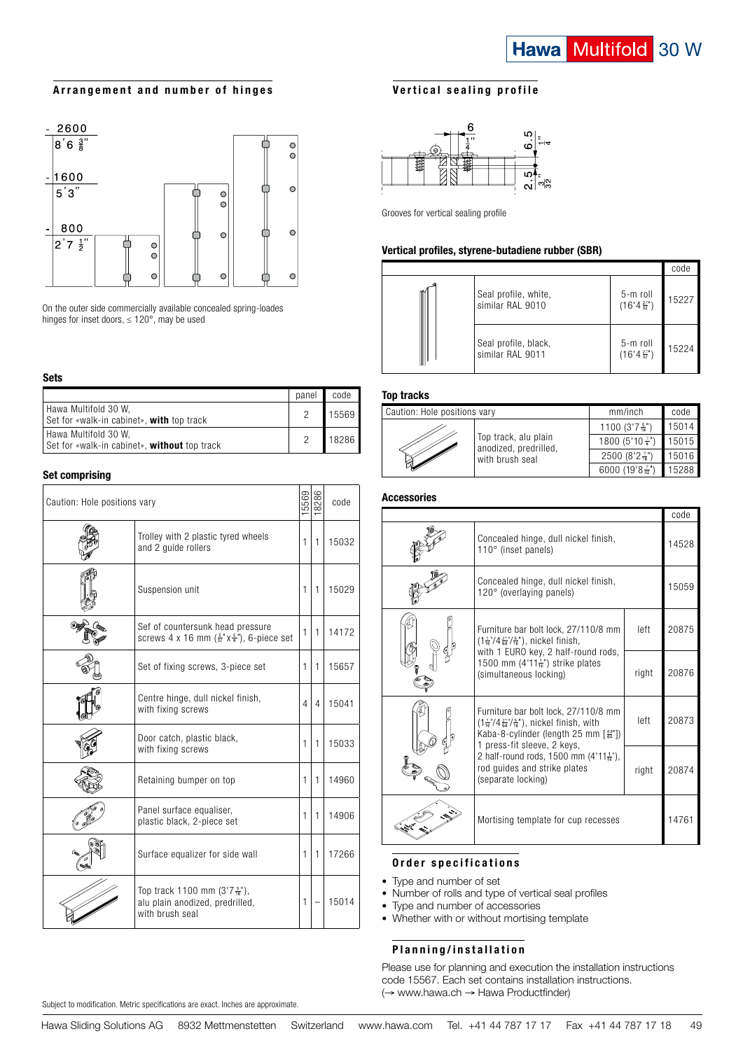# Hawa Multifold 30 W

## Arrangement and number of hinges

- 2600
8'6 3/8"

- 1600
5'3"

- 800
2'7 1/2"

On the outer side commercially available concealed spring-loades hinges for inset doors, ≤ 120°, may be used

### Sets

| | panel | code |
|---|---|---|
| Hawa Multifold 30 W, Set for «walk-in cabinet», **with** top track | 2 | 15569 |
| Hawa Multifold 30 W, Set for «walk-in cabinet», **without** top track | 2 | 18286 |

### Set comprising

| Caution: Hole positions vary | | 15569 | 18286 | code |
|---|---|---|---|---|
| | Trolley with 2 plastic tyred wheels and 2 guide rollers | 1 | 1 | 15032 |
| | Suspension unit | 1 | 1 | 15029 |
| | Set of countersunk head pressure screws 4 x 16 mm (5/32"x5/8"), 6-piece set | 1 | 1 | 14172 |
| | Set of fixing screws, 3-piece set | 1 | 1 | 15657 |
| | Centre hinge, dull nickel finish, with fixing screws | 4 | 4 | 15041 |
| | Door catch, plastic black, with fixing screws | 1 | 1 | 15033 |
| | Retaining bumper on top | 1 | 1 | 14960 |
| | Panel surface equaliser, plastic black, 2-piece set | 1 | 1 | 14906 |
| | Surface equalizer for side wall | 1 | 1 | 17266 |
| | Top track 1100 mm (3'7 5/16"), alu plain anodized, predrilled, with brush seal | 1 | – | 15014 |

## Vertical sealing profile

6
1/4"
6.5
1/4"
2.5
3/32"

Grooves for vertical sealing profile

### Vertical profiles, styrene-butadiene rubber (SBR)

| | | | code |
|---|---|---|---|
| | Seal profile, white, similar RAL 9010 | 5-m roll (16'4 27/32") | 15227 |
| | Seal profile, black, similar RAL 9011 | 5-m roll (16'4 27/32") | 15224 |

### Top tracks

| Caution: Hole positions vary | | mm/inch | code |
|---|---|---|---|
| | Top track, alu plain anodized, predrilled, with brush seal | 1100 (3'7 5/16") | 15014 |
| | | 1800 (5'10 7/8") | 15015 |
| | | 2500 (8'2 7/16") | 15016 |
| | | 6000 (19'8 7/32") | 15288 |

### Accessories

| | | | code |
|---|---|---|---|
| | Concealed hinge, dull nickel finish, 110° (inset panels) | | 14528 |
| | Concealed hinge, dull nickel finish, 120° (overlaying panels) | | 15059 |
| | Furniture bar bolt lock, 27/110/8 mm (1 1/16"/4 21/64"/5/16"), nickel finish, with 1 EURO key, 2 half-round rods, 1500 mm (4'11 1/16") strike plates (simultaneous locking) | left | 20875 |
| | | right | 20876 |
| | Furniture bar bolt lock, 27/110/8 mm (1 1/16"/4 21/64"/5/16"), nickel finish, with Kaba-8-cylinder (length 25 mm [63/64"]) 1 press-fit sleeve, 2 keys, 2 half-round rods, 1500 mm (4'11 1/16"), rod guides and strike plates (separate locking) | left | 20873 |
| | | right | 20874 |
| | Mortising template for cup recesses | | 14761 |

## Order specifications

- Type and number of set
- Number of rolls and type of vertical seal profiles
- Type and number of accessories
- Whether with or without mortising template

## Planning/installation

Please use for planning and execution the installation instructions code 15567. Each set contains installation instructions.
(→ www.hawa.ch → Hawa Productfinder)

Subject to modification. Metric specifications are exact. Inches are approximate.